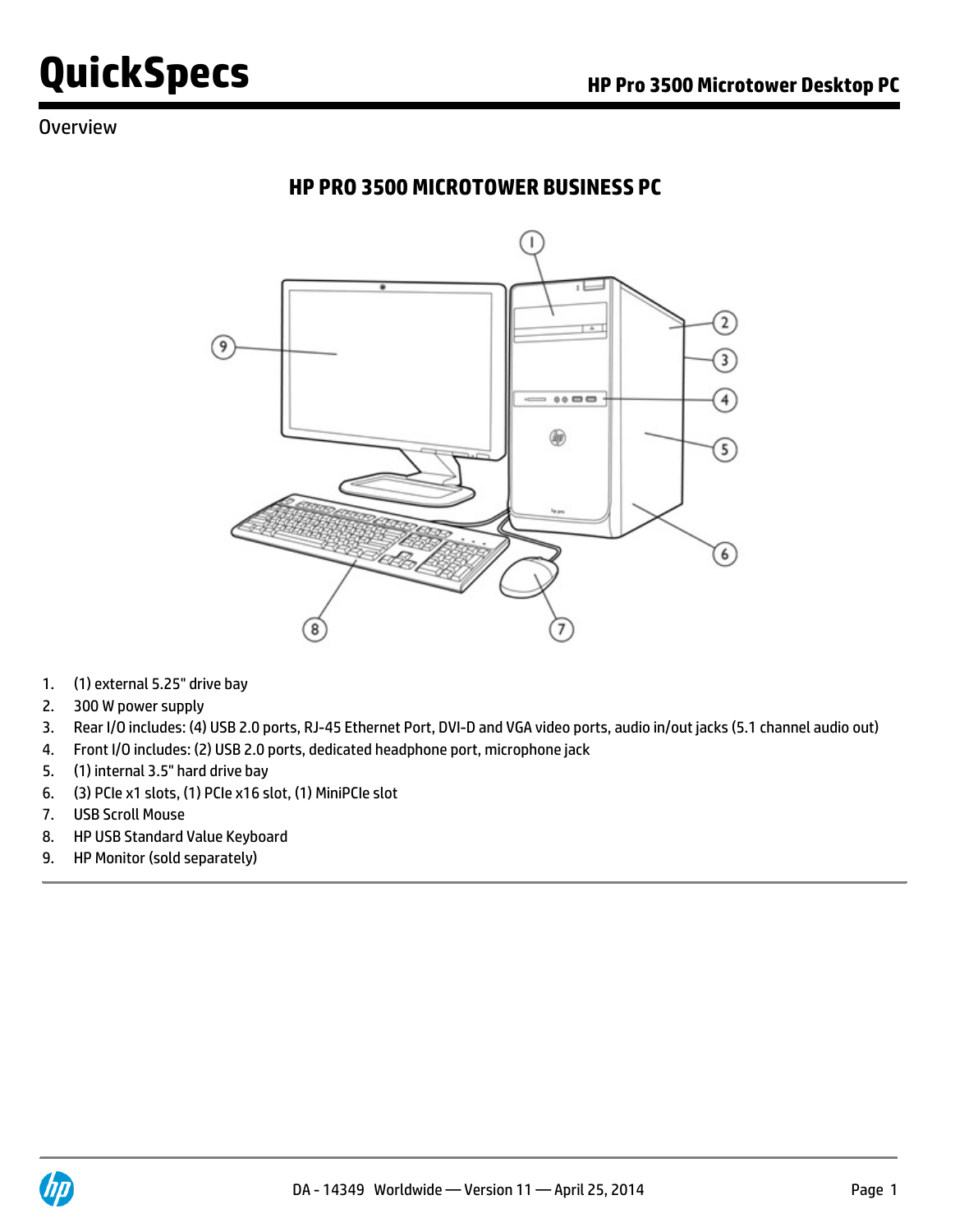# QuickSpecs

## HP Pro 3500 Microtower Desktop PC

### Overview

### HP PRO 3500 MICROTOWER BUSINESS PC

1. (1) external 5.25" drive bay
2. 300 W power supply
3. Rear I/O includes: (4) USB 2.0 ports, RJ-45 Ethernet Port, DVI-D and VGA video ports, audio in/out jacks (5.1 channel audio out)
4. Front I/O includes: (2) USB 2.0 ports, dedicated headphone port, microphone jack
5. (1) internal 3.5" hard drive bay
6. (3) PCIe x1 slots, (1) PCIe x16 slot, (1) MiniPCIe slot
7. USB Scroll Mouse
8. HP USB Standard Value Keyboard
9. HP Monitor (sold separately)

DA - 14349 Worldwide — Version 11 — April 25, 2014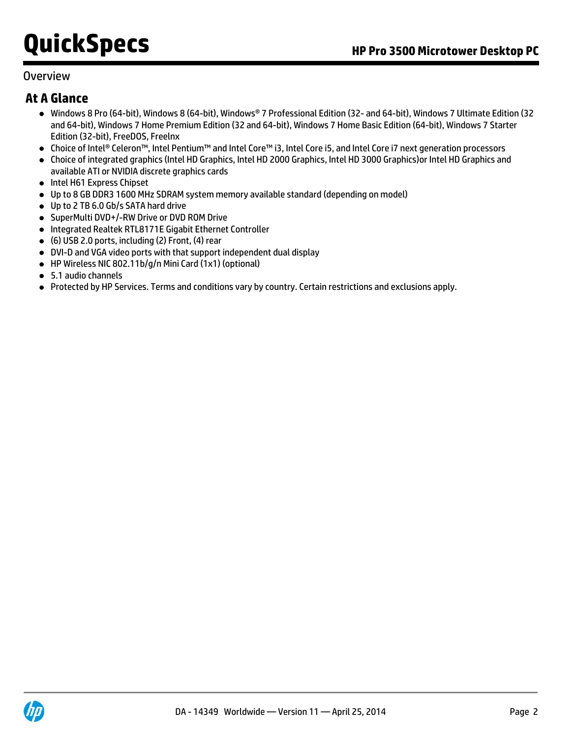# QuickSpecs

## HP Pro 3500 Microtower Desktop PC

Overview

### At A Glance

- Windows 8 Pro (64-bit), Windows 8 (64-bit), Windows® 7 Professional Edition (32- and 64-bit), Windows 7 Ultimate Edition (32 and 64-bit), Windows 7 Home Premium Edition (32 and 64-bit), Windows 7 Home Basic Edition (64-bit), Windows 7 Starter Edition (32-bit), FreeDOS, FreeInx
- Choice of Intel® Celeron™, Intel Pentium™ and Intel Core™ i3, Intel Core i5, and Intel Core i7 next generation processors
- Choice of integrated graphics (Intel HD Graphics, Intel HD 2000 Graphics, Intel HD 3000 Graphics)or Intel HD Graphics and available ATI or NVIDIA discrete graphics cards
- Intel H61 Express Chipset
- Up to 8 GB DDR3 1600 MHz SDRAM system memory available standard (depending on model)
- Up to 2 TB 6.0 Gb/s SATA hard drive
- SuperMulti DVD+/-RW Drive or DVD ROM Drive
- Integrated Realtek RTL8171E Gigabit Ethernet Controller
- (6) USB 2.0 ports, including (2) Front, (4) rear
- DVI-D and VGA video ports with that support independent dual display
- HP Wireless NIC 802.11b/g/n Mini Card (1x1) (optional)
- 5.1 audio channels
- Protected by HP Services. Terms and conditions vary by country. Certain restrictions and exclusions apply.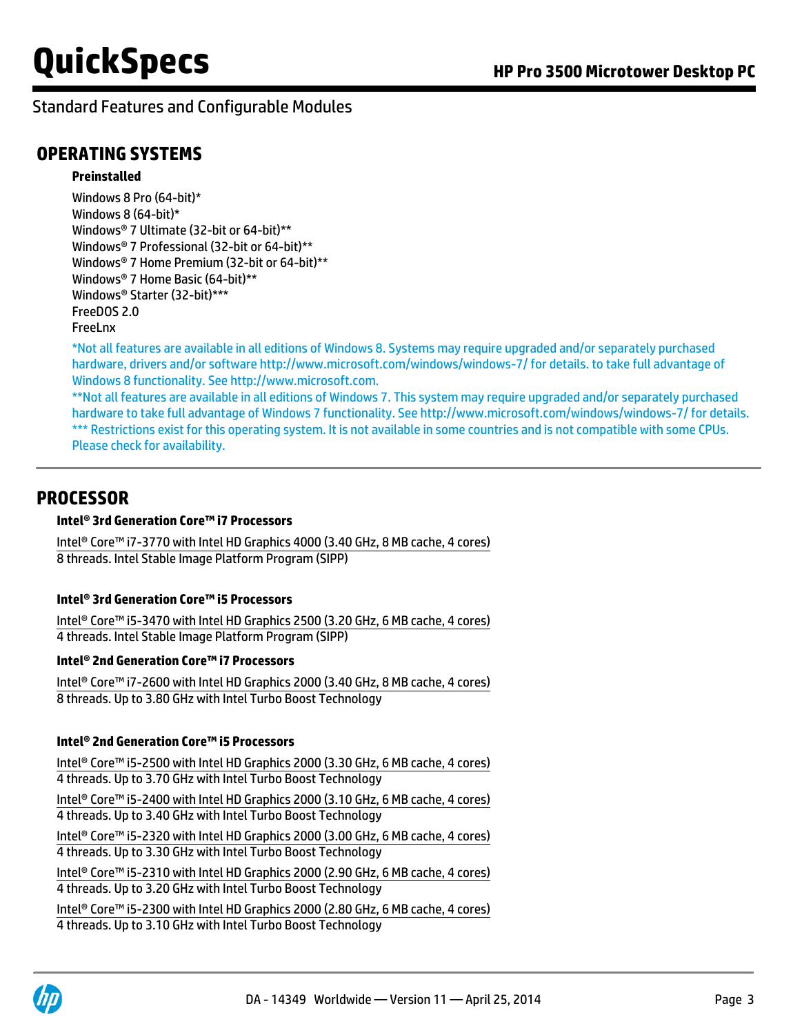Standard Features and Configurable Modules

## OPERATING SYSTEMS

### Preinstalled

Windows 8 Pro (64-bit)*
Windows 8 (64-bit)*
Windows® 7 Ultimate (32-bit or 64-bit)**
Windows® 7 Professional (32-bit or 64-bit)**
Windows® 7 Home Premium (32-bit or 64-bit)**
Windows® 7 Home Basic (64-bit)**
Windows® Starter (32-bit)***
FreeDOS 2.0
FreeLnx

*Not all features are available in all editions of Windows 8. Systems may require upgraded and/or separately purchased hardware, drivers and/or software http://www.microsoft.com/windows/windows-7/ for details. to take full advantage of Windows 8 functionality. See http://www.microsoft.com.
**Not all features are available in all editions of Windows 7. This system may require upgraded and/or separately purchased hardware to take full advantage of Windows 7 functionality. See http://www.microsoft.com/windows/windows-7/ for details.
*** Restrictions exist for this operating system. It is not available in some countries and is not compatible with some CPUs. Please check for availability.

## PROCESSOR

### Intel® 3rd Generation Core™ i7 Processors

Intel® Core™ i7-3770 with Intel HD Graphics 4000 (3.40 GHz, 8 MB cache, 4 cores)
8 threads. Intel Stable Image Platform Program (SIPP)

### Intel® 3rd Generation Core™ i5 Processors

Intel® Core™ i5-3470 with Intel HD Graphics 2500 (3.20 GHz, 6 MB cache, 4 cores)
4 threads. Intel Stable Image Platform Program (SIPP)

### Intel® 2nd Generation Core™ i7 Processors

Intel® Core™ i7-2600 with Intel HD Graphics 2000 (3.40 GHz, 8 MB cache, 4 cores)
8 threads. Up to 3.80 GHz with Intel Turbo Boost Technology

### Intel® 2nd Generation Core™ i5 Processors

Intel® Core™ i5-2500 with Intel HD Graphics 2000 (3.30 GHz, 6 MB cache, 4 cores)
4 threads. Up to 3.70 GHz with Intel Turbo Boost Technology

Intel® Core™ i5-2400 with Intel HD Graphics 2000 (3.10 GHz, 6 MB cache, 4 cores)
4 threads. Up to 3.40 GHz with Intel Turbo Boost Technology

Intel® Core™ i5-2320 with Intel HD Graphics 2000 (3.00 GHz, 6 MB cache, 4 cores)
4 threads. Up to 3.30 GHz with Intel Turbo Boost Technology

Intel® Core™ i5-2310 with Intel HD Graphics 2000 (2.90 GHz, 6 MB cache, 4 cores)
4 threads. Up to 3.20 GHz with Intel Turbo Boost Technology

Intel® Core™ i5-2300 with Intel HD Graphics 2000 (2.80 GHz, 6 MB cache, 4 cores)
4 threads. Up to 3.10 GHz with Intel Turbo Boost Technology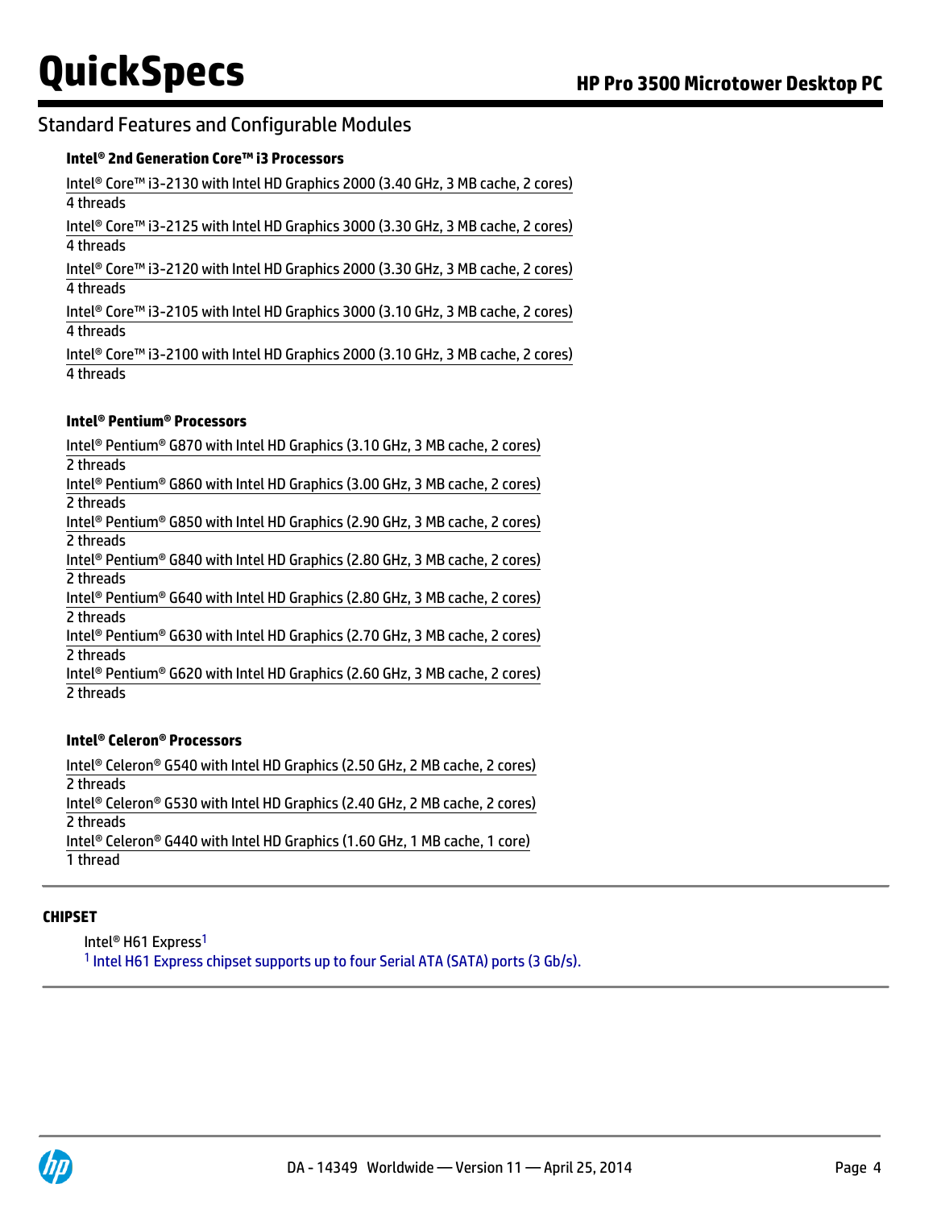## Standard Features and Configurable Modules

**Intel® 2nd Generation Core™ i3 Processors**

Intel® Core™ i3-2130 with Intel HD Graphics 2000 (3.40 GHz, 3 MB cache, 2 cores)
4 threads

Intel® Core™ i3-2125 with Intel HD Graphics 3000 (3.30 GHz, 3 MB cache, 2 cores)
4 threads

Intel® Core™ i3-2120 with Intel HD Graphics 2000 (3.30 GHz, 3 MB cache, 2 cores)
4 threads

Intel® Core™ i3-2105 with Intel HD Graphics 3000 (3.10 GHz, 3 MB cache, 2 cores)
4 threads

Intel® Core™ i3-2100 with Intel HD Graphics 2000 (3.10 GHz, 3 MB cache, 2 cores)
4 threads

**Intel® Pentium® Processors**

Intel® Pentium® G870 with Intel HD Graphics (3.10 GHz, 3 MB cache, 2 cores)
2 threads

Intel® Pentium® G860 with Intel HD Graphics (3.00 GHz, 3 MB cache, 2 cores)
2 threads

Intel® Pentium® G850 with Intel HD Graphics (2.90 GHz, 3 MB cache, 2 cores)
2 threads

Intel® Pentium® G840 with Intel HD Graphics (2.80 GHz, 3 MB cache, 2 cores)
2 threads

Intel® Pentium® G640 with Intel HD Graphics (2.80 GHz, 3 MB cache, 2 cores)
2 threads

Intel® Pentium® G630 with Intel HD Graphics (2.70 GHz, 3 MB cache, 2 cores)
2 threads

Intel® Pentium® G620 with Intel HD Graphics (2.60 GHz, 3 MB cache, 2 cores)
2 threads

**Intel® Celeron® Processors**

Intel® Celeron® G540 with Intel HD Graphics (2.50 GHz, 2 MB cache, 2 cores)
2 threads

Intel® Celeron® G530 with Intel HD Graphics (2.40 GHz, 2 MB cache, 2 cores)
2 threads

Intel® Celeron® G440 with Intel HD Graphics (1.60 GHz, 1 MB cache, 1 core)
1 thread

---

**CHIPSET**

Intel® H61 Express[1]

[1] Intel H61 Express chipset supports up to four Serial ATA (SATA) ports (3 Gb/s).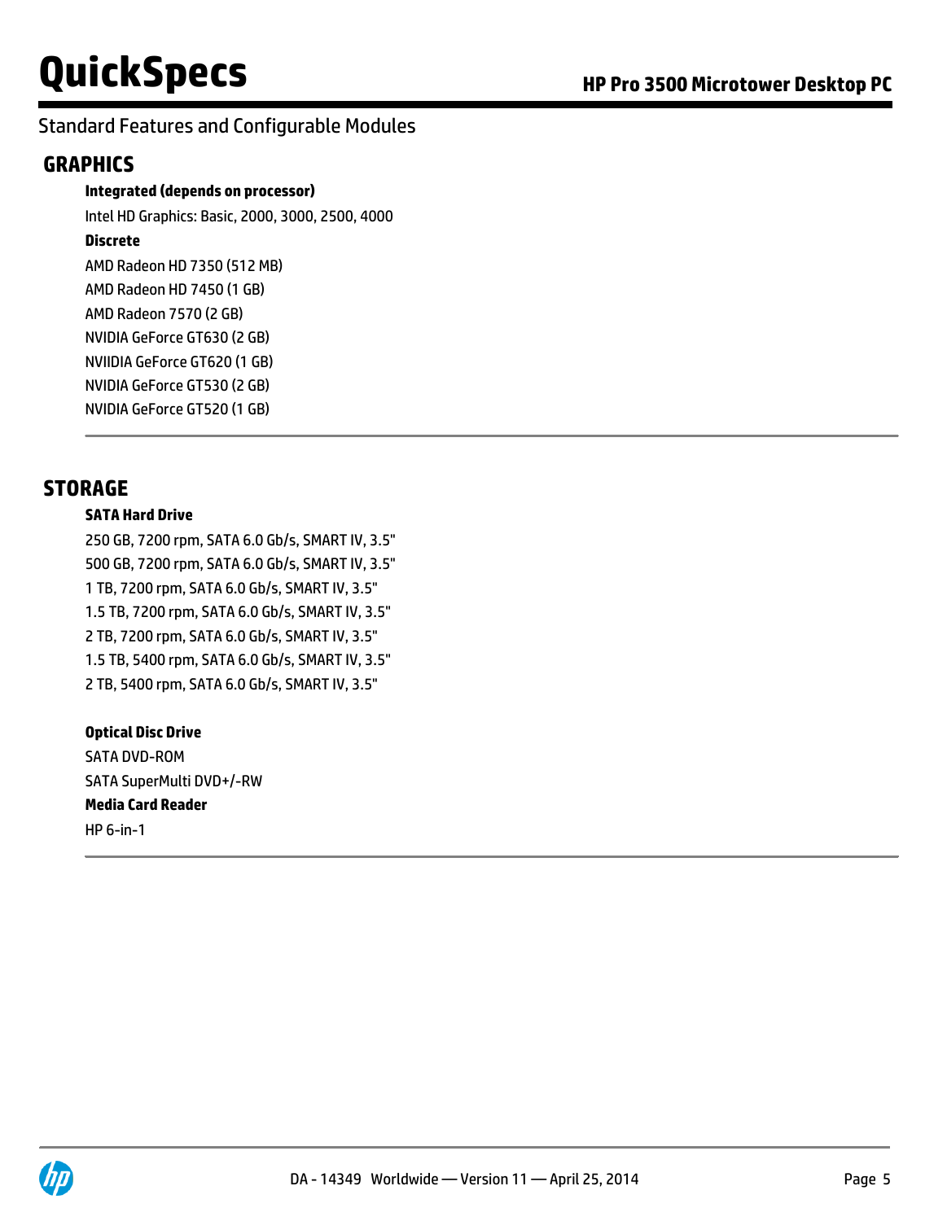Standard Features and Configurable Modules

## GRAPHICS

**Integrated (depends on processor)**

Intel HD Graphics: Basic, 2000, 3000, 2500, 4000

**Discrete**

AMD Radeon HD 7350 (512 MB)
AMD Radeon HD 7450 (1 GB)
AMD Radeon 7570 (2 GB)
NVIDIA GeForce GT630 (2 GB)
NVIIDIA GeForce GT620 (1 GB)
NVIDIA GeForce GT530 (2 GB)
NVIDIA GeForce GT520 (1 GB)

## STORAGE

**SATA Hard Drive**

250 GB, 7200 rpm, SATA 6.0 Gb/s, SMART IV, 3.5"
500 GB, 7200 rpm, SATA 6.0 Gb/s, SMART IV, 3.5"
1 TB, 7200 rpm, SATA 6.0 Gb/s, SMART IV, 3.5"
1.5 TB, 7200 rpm, SATA 6.0 Gb/s, SMART IV, 3.5"
2 TB, 7200 rpm, SATA 6.0 Gb/s, SMART IV, 3.5"
1.5 TB, 5400 rpm, SATA 6.0 Gb/s, SMART IV, 3.5"
2 TB, 5400 rpm, SATA 6.0 Gb/s, SMART IV, 3.5"

**Optical Disc Drive**

SATA DVD-ROM
SATA SuperMulti DVD+/-RW

**Media Card Reader**

HP 6-in-1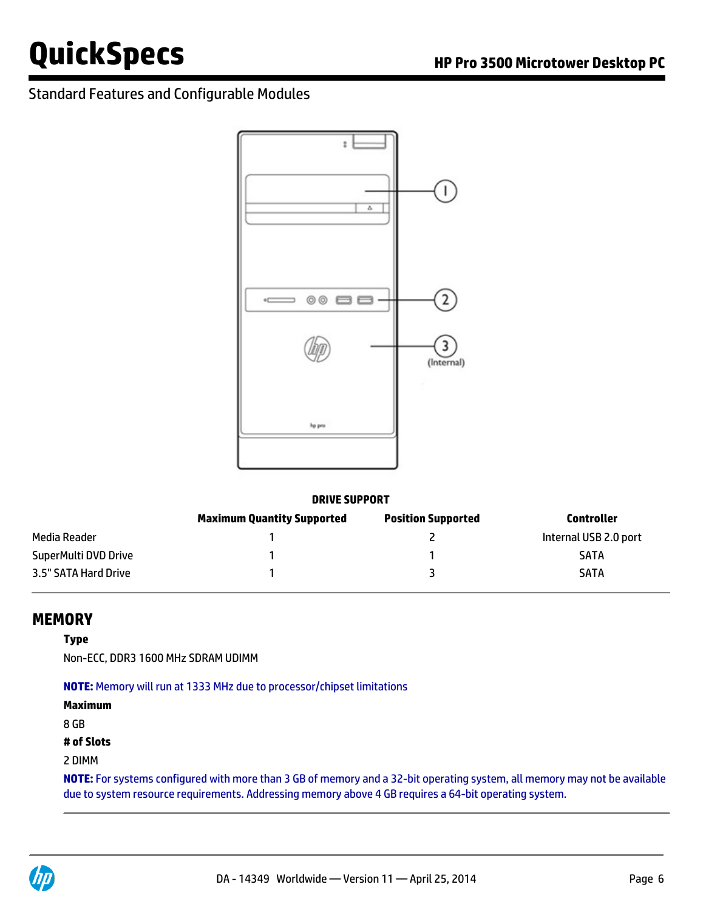## Standard Features and Configurable Modules

**DRIVE SUPPORT**

| | Maximum Quantity Supported | Position Supported | Controller |
|---|---|---|---|
| Media Reader | 1 | 2 | Internal USB 2.0 port |
| SuperMulti DVD Drive | 1 | 1 | SATA |
| 3.5" SATA Hard Drive | 1 | 3 | SATA |

## MEMORY

**Type**

Non-ECC, DDR3 1600 MHz SDRAM UDIMM

**NOTE:** Memory will run at 1333 MHz due to processor/chipset limitations

**Maximum**

8 GB

**# of Slots**

2 DIMM

**NOTE:** For systems configured with more than 3 GB of memory and a 32-bit operating system, all memory may not be available due to system resource requirements. Addressing memory above 4 GB requires a 64-bit operating system.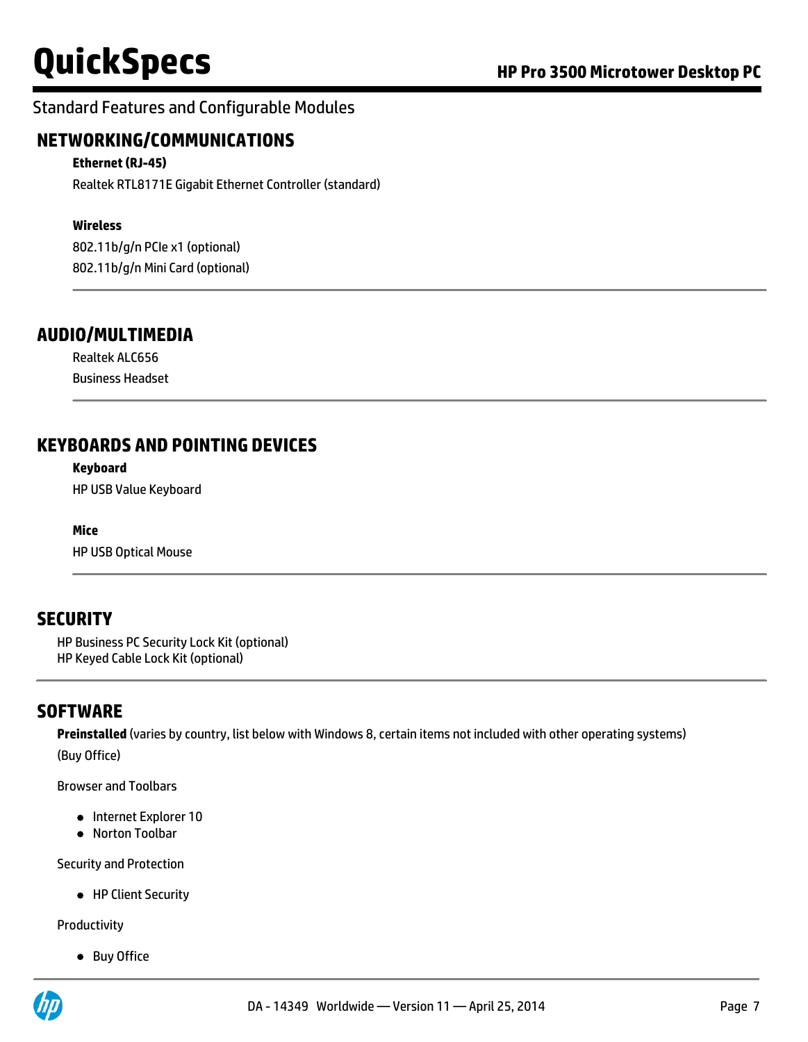Standard Features and Configurable Modules

## NETWORKING/COMMUNICATIONS

**Ethernet (RJ-45)**

Realtek RTL8171E Gigabit Ethernet Controller (standard)

**Wireless**

802.11b/g/n PCIe x1 (optional)
802.11b/g/n Mini Card (optional)

## AUDIO/MULTIMEDIA

Realtek ALC656
Business Headset

## KEYBOARDS AND POINTING DEVICES

**Keyboard**

HP USB Value Keyboard

**Mice**

HP USB Optical Mouse

## SECURITY

HP Business PC Security Lock Kit (optional)
HP Keyed Cable Lock Kit (optional)

## SOFTWARE

**Preinstalled** (varies by country, list below with Windows 8, certain items not included with other operating systems)

(Buy Office)

Browser and Toolbars

- Internet Explorer 10
- Norton Toolbar

Security and Protection

- HP Client Security

Productivity

- Buy Office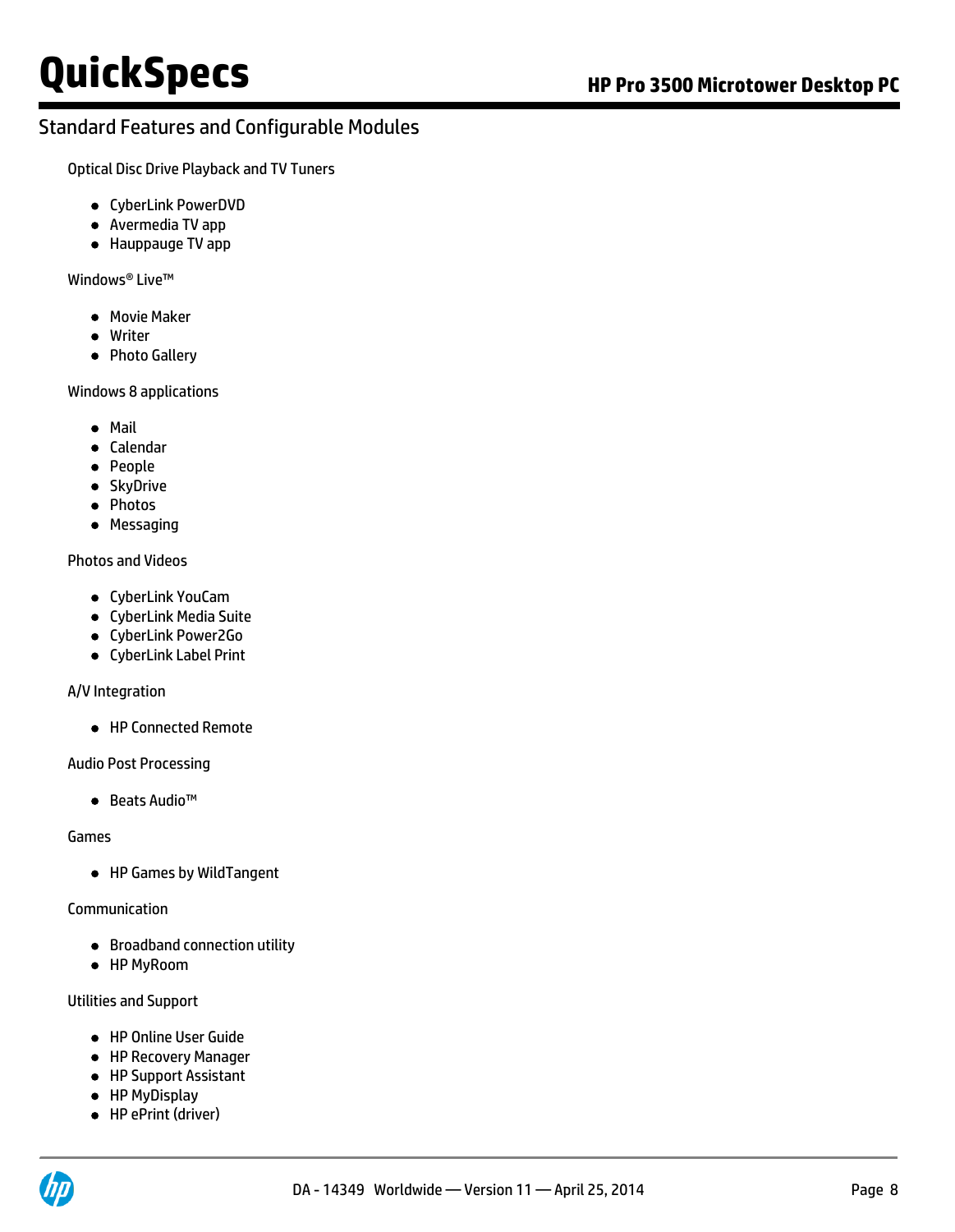## Standard Features and Configurable Modules

Optical Disc Drive Playback and TV Tuners

- CyberLink PowerDVD
- Avermedia TV app
- Hauppauge TV app

Windows® Live™

- Movie Maker
- Writer
- Photo Gallery

Windows 8 applications

- Mail
- Calendar
- People
- SkyDrive
- Photos
- Messaging

Photos and Videos

- CyberLink YouCam
- CyberLink Media Suite
- CyberLink Power2Go
- CyberLink Label Print

A/V Integration

- HP Connected Remote

Audio Post Processing

- Beats Audio™

Games

- HP Games by WildTangent

Communication

- Broadband connection utility
- HP MyRoom

Utilities and Support

- HP Online User Guide
- HP Recovery Manager
- HP Support Assistant
- HP MyDisplay
- HP ePrint (driver)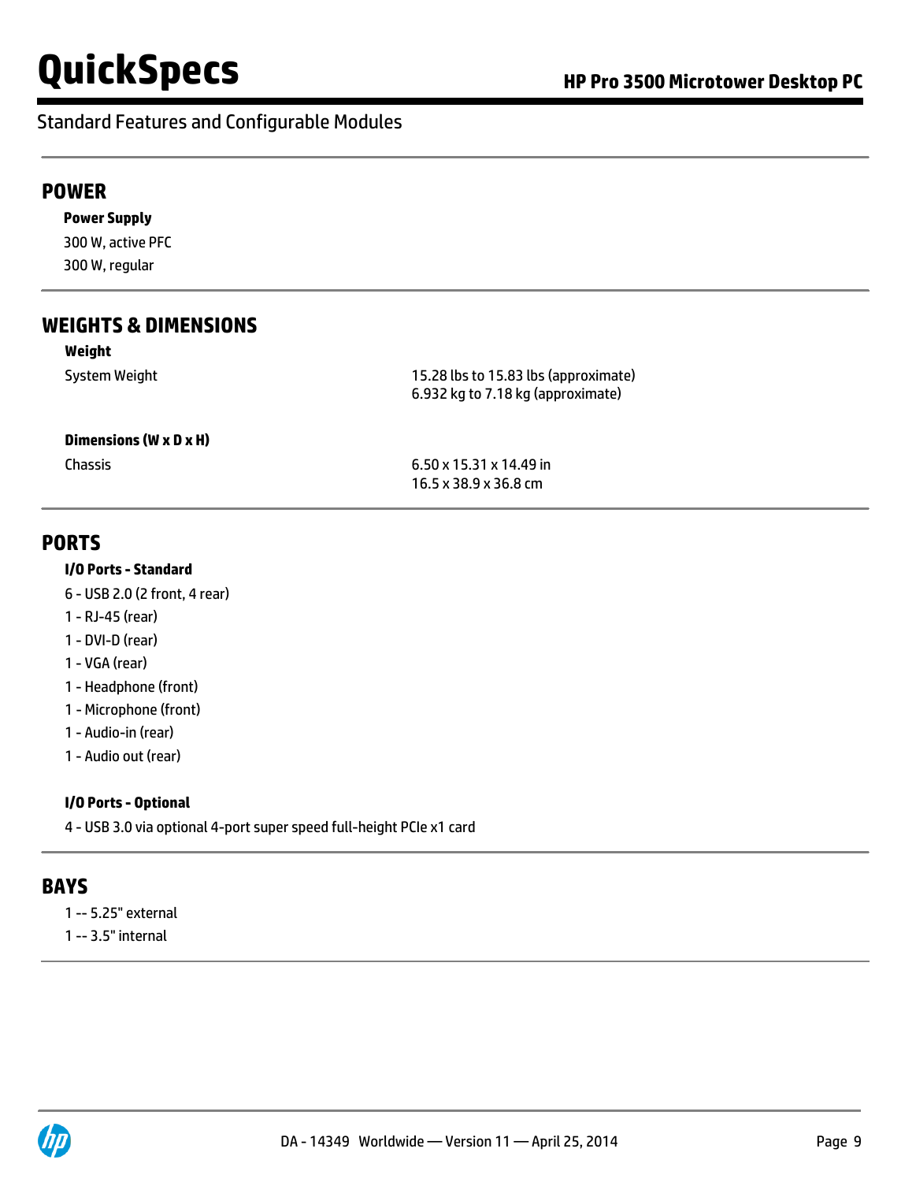## Standard Features and Configurable Modules

## POWER

**Power Supply**

300 W, active PFC

300 W, regular

## WEIGHTS & DIMENSIONS

**Weight**

| | |
|---|---|
| System Weight | 15.28 lbs to 15.83 lbs (approximate)<br>6.932 kg to 7.18 kg (approximate) |

**Dimensions (W x D x H)**

| | |
|---|---|
| Chassis | 6.50 x 15.31 x 14.49 in<br>16.5 x 38.9 x 36.8 cm |

## PORTS

**I/O Ports - Standard**

6 - USB 2.0 (2 front, 4 rear)

1 - RJ-45 (rear)

1 - DVI-D (rear)

1 - VGA (rear)

1 - Headphone (front)

1 - Microphone (front)

1 - Audio-in (rear)

1 - Audio out (rear)

**I/O Ports - Optional**

4 - USB 3.0 via optional 4-port super speed full-height PCIe x1 card

## BAYS

1 -- 5.25" external

1 -- 3.5" internal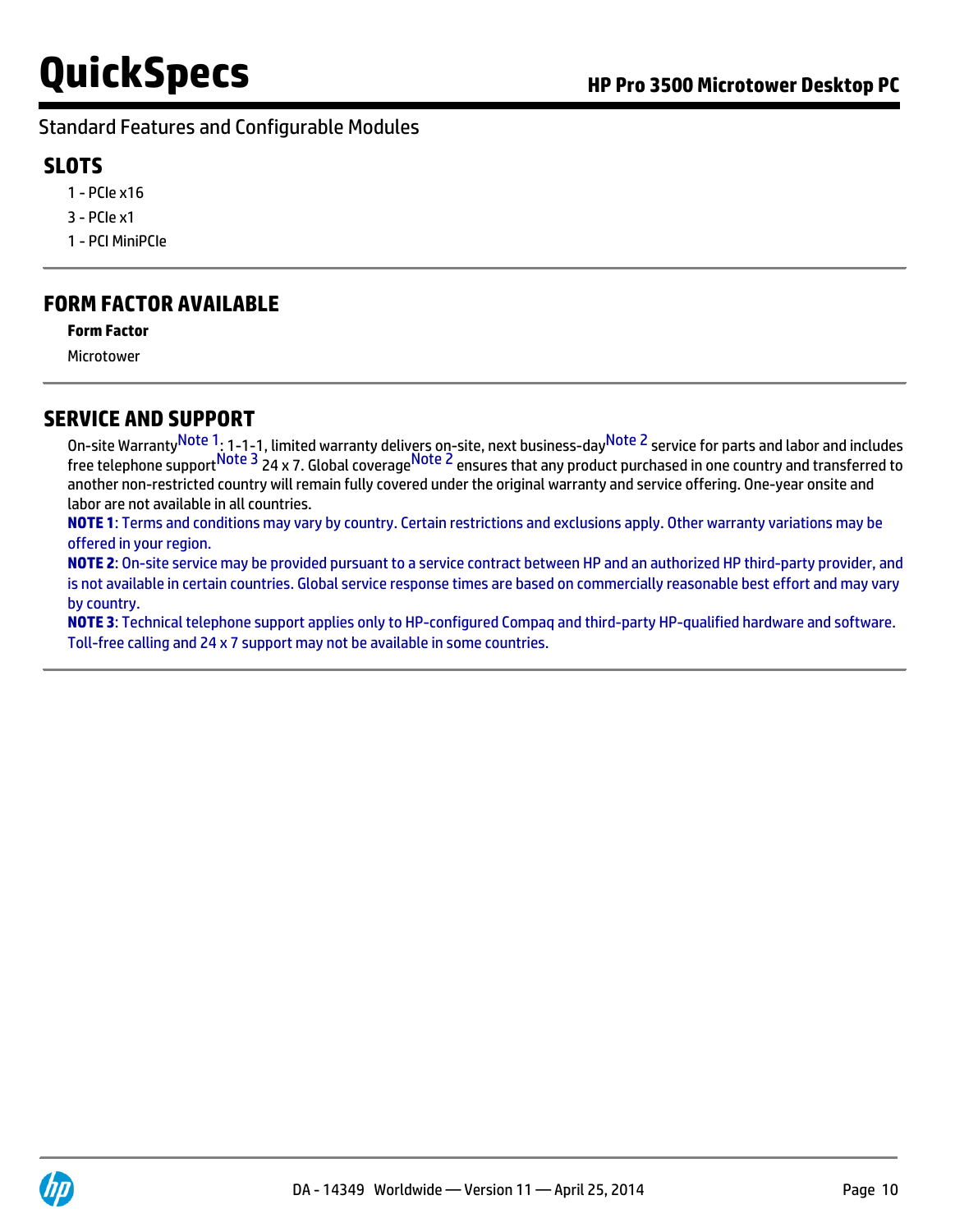Standard Features and Configurable Modules

## SLOTS

1 - PCIe x16

3 - PCIe x1

1 - PCI MiniPCIe

## FORM FACTOR AVAILABLE

**Form Factor**

Microtower

## SERVICE AND SUPPORT

On-site Warranty[Note 1]: 1-1-1, limited warranty delivers on-site, next business-day[Note 2] service for parts and labor and includes free telephone support[Note 3] 24 x 7. Global coverage[Note 2] ensures that any product purchased in one country and transferred to another non-restricted country will remain fully covered under the original warranty and service offering. One-year onsite and labor are not available in all countries.

**NOTE 1**: Terms and conditions may vary by country. Certain restrictions and exclusions apply. Other warranty variations may be offered in your region.

**NOTE 2**: On-site service may be provided pursuant to a service contract between HP and an authorized HP third-party provider, and is not available in certain countries. Global service response times are based on commercially reasonable best effort and may vary by country.

**NOTE 3**: Technical telephone support applies only to HP-configured Compaq and third-party HP-qualified hardware and software. Toll-free calling and 24 x 7 support may not be available in some countries.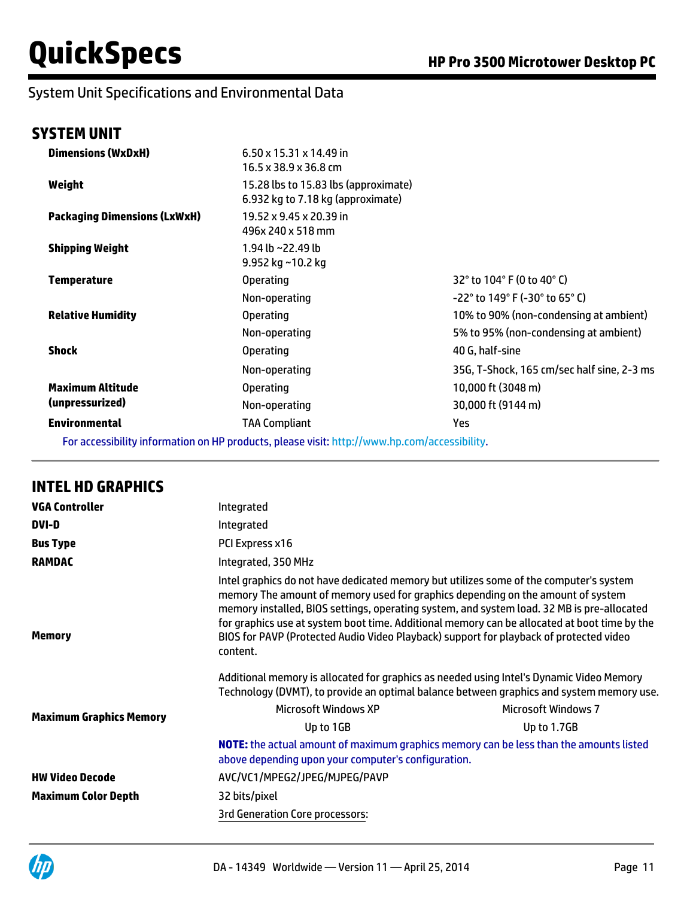System Unit Specifications and Environmental Data

## SYSTEM UNIT

| | | |
|---|---|---|
| **Dimensions (WxDxH)** | 6.50 x 15.31 x 14.49 in<br>16.5 x 38.9 x 36.8 cm | |
| **Weight** | 15.28 lbs to 15.83 lbs (approximate)<br>6.932 kg to 7.18 kg (approximate) | |
| **Packaging Dimensions (LxWxH)** | 19.52 x 9.45 x 20.39 in<br>496x 240 x 518 mm | |
| **Shipping Weight** | 1.94 lb ~22.49 lb<br>9.952 kg ~10.2 kg | |
| **Temperature** | Operating | 32° to 104° F (0 to 40° C) |
| | Non-operating | -22° to 149° F (-30° to 65° C) |
| **Relative Humidity** | Operating | 10% to 90% (non-condensing at ambient) |
| | Non-operating | 5% to 95% (non-condensing at ambient) |
| **Shock** | Operating | 40 G, half-sine |
| | Non-operating | 35G, T-Shock, 165 cm/sec half sine, 2-3 ms |
| **Maximum Altitude (unpressurized)** | Operating | 10,000 ft (3048 m) |
| | Non-operating | 30,000 ft (9144 m) |
| **Environmental** | TAA Compliant | Yes |

For accessibility information on HP products, please visit: http://www.hp.com/accessibility.

## INTEL HD GRAPHICS

| | | |
|---|---|---|
| **VGA Controller** | Integrated | |
| **DVI-D** | Integrated | |
| **Bus Type** | PCI Express x16 | |
| **RAMDAC** | Integrated, 350 MHz | |
| **Memory** | Intel graphics do not have dedicated memory but utilizes some of the computer's system memory The amount of memory used for graphics depending on the amount of system memory installed, BIOS settings, operating system, and system load. 32 MB is pre-allocated for graphics use at system boot time. Additional memory can be allocated at boot time by the BIOS for PAVP (Protected Audio Video Playback) support for playback of protected video content.<br><br>Additional memory is allocated for graphics as needed using Intel's Dynamic Video Memory Technology (DVMT), to provide an optimal balance between graphics and system memory use. | |
| **Maximum Graphics Memory** | Microsoft Windows XP | Microsoft Windows 7 |
| | Up to 1GB | Up to 1.7GB |
| | **NOTE:** the actual amount of maximum graphics memory can be less than the amounts listed above depending upon your computer's configuration. | |
| **HW Video Decode** | AVC/VC1/MPEG2/JPEG/MJPEG/PAVP | |
| **Maximum Color Depth** | 32 bits/pixel | |
| | 3rd Generation Core processors: | |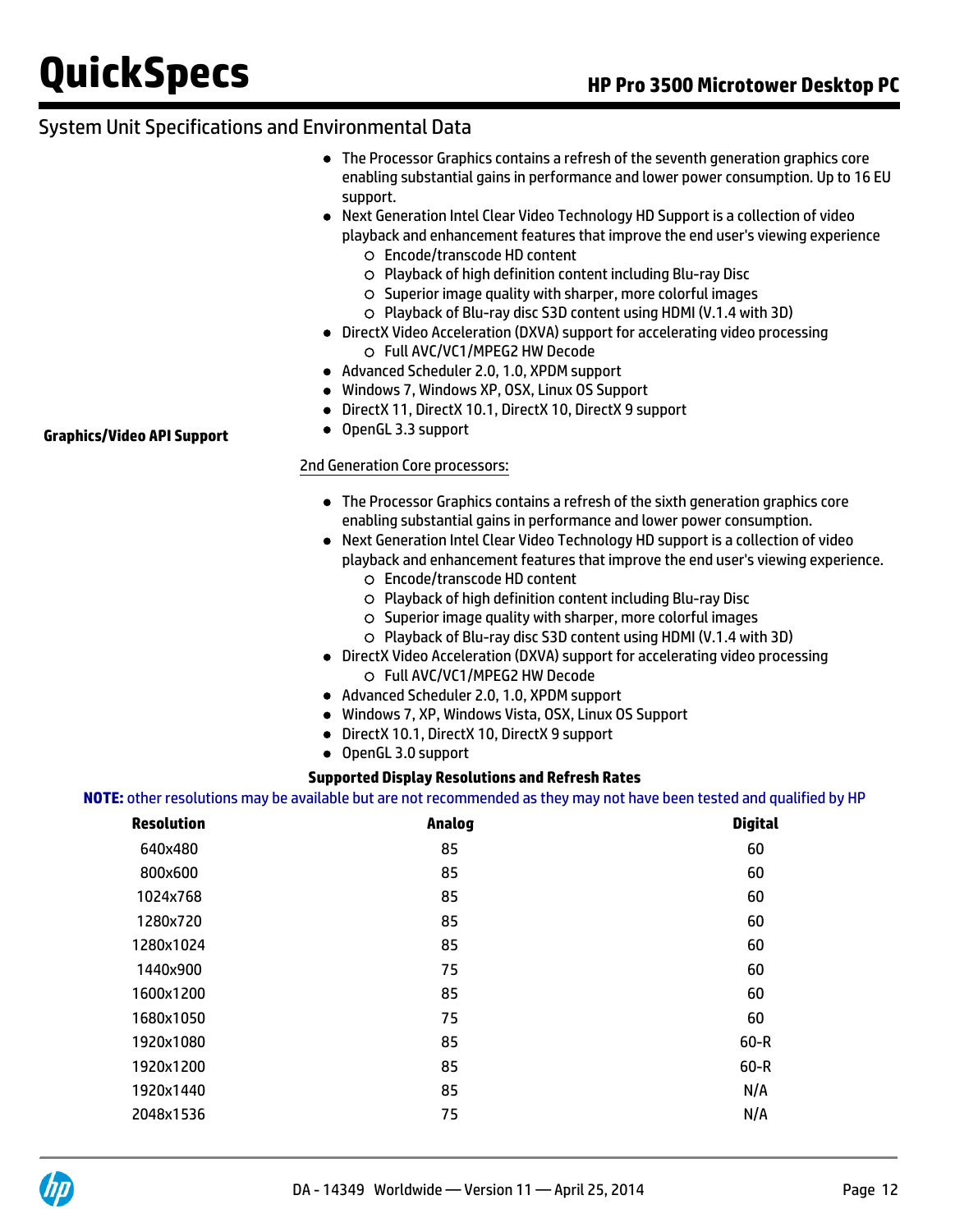## System Unit Specifications and Environmental Data

- The Processor Graphics contains a refresh of the seventh generation graphics core enabling substantial gains in performance and lower power consumption. Up to 16 EU support.
- Next Generation Intel Clear Video Technology HD Support is a collection of video playback and enhancement features that improve the end user's viewing experience
  - Encode/transcode HD content
  - Playback of high definition content including Blu-ray Disc
  - Superior image quality with sharper, more colorful images
  - Playback of Blu-ray disc S3D content using HDMI (V.1.4 with 3D)
- DirectX Video Acceleration (DXVA) support for accelerating video processing
  - Full AVC/VC1/MPEG2 HW Decode
- Advanced Scheduler 2.0, 1.0, XPDM support
- Windows 7, Windows XP, OSX, Linux OS Support
- DirectX 11, DirectX 10.1, DirectX 10, DirectX 9 support
- OpenGL 3.3 support

**Graphics/Video API Support**

2nd Generation Core processors:

- The Processor Graphics contains a refresh of the sixth generation graphics core enabling substantial gains in performance and lower power consumption.
- Next Generation Intel Clear Video Technology HD support is a collection of video playback and enhancement features that improve the end user's viewing experience.
  - Encode/transcode HD content
  - Playback of high definition content including Blu-ray Disc
  - Superior image quality with sharper, more colorful images
  - Playback of Blu-ray disc S3D content using HDMI (V.1.4 with 3D)
- DirectX Video Acceleration (DXVA) support for accelerating video processing
  - Full AVC/VC1/MPEG2 HW Decode
- Advanced Scheduler 2.0, 1.0, XPDM support
- Windows 7, XP, Windows Vista, OSX, Linux OS Support
- DirectX 10.1, DirectX 10, DirectX 9 support
- OpenGL 3.0 support

**Supported Display Resolutions and Refresh Rates**

**NOTE:** other resolutions may be available but are not recommended as they may not have been tested and qualified by HP

| Resolution | Analog | Digital |
|---|---|---|
| 640x480 | 85 | 60 |
| 800x600 | 85 | 60 |
| 1024x768 | 85 | 60 |
| 1280x720 | 85 | 60 |
| 1280x1024 | 85 | 60 |
| 1440x900 | 75 | 60 |
| 1600x1200 | 85 | 60 |
| 1680x1050 | 75 | 60 |
| 1920x1080 | 85 | 60-R |
| 1920x1200 | 85 | 60-R |
| 1920x1440 | 85 | N/A |
| 2048x1536 | 75 | N/A |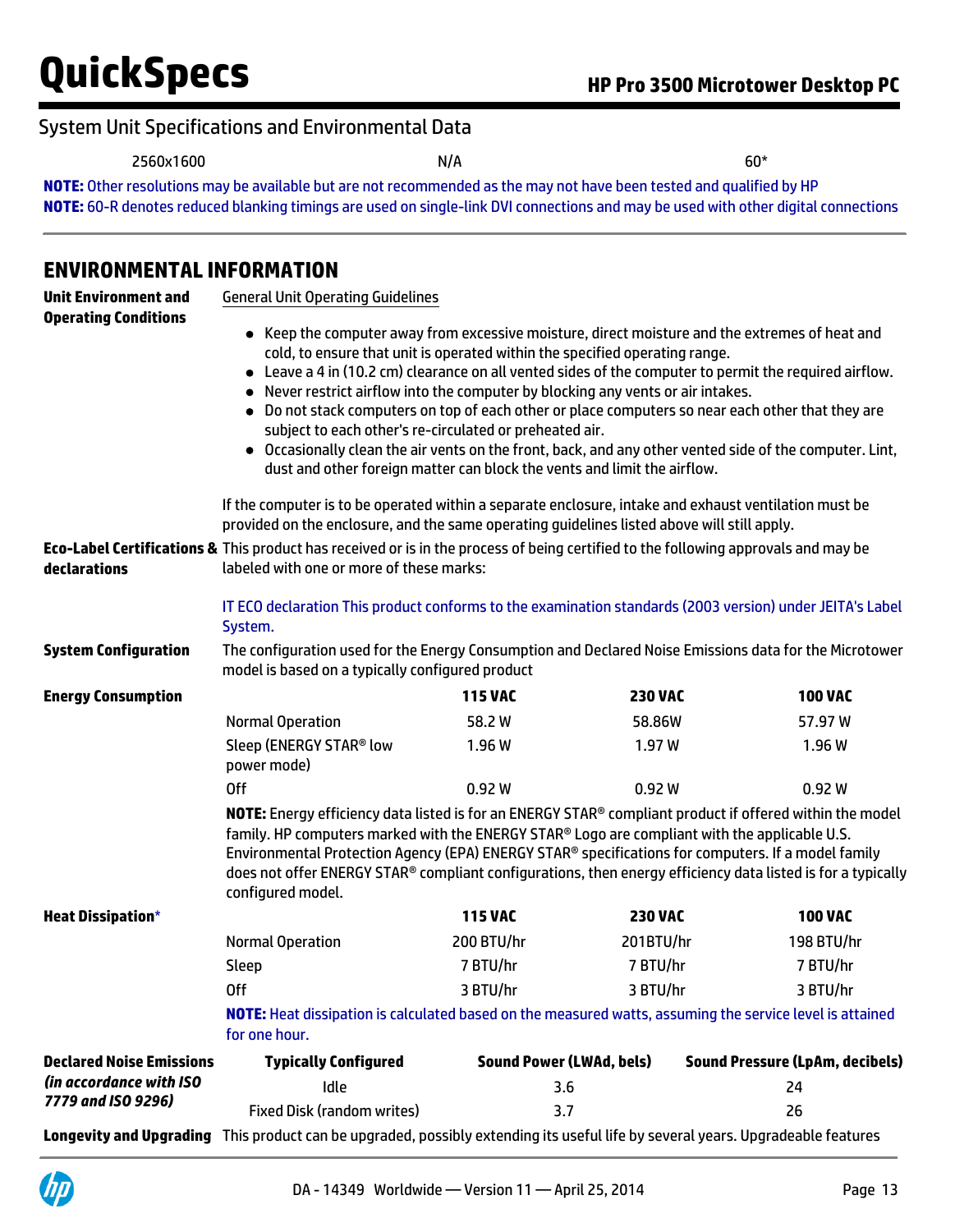## System Unit Specifications and Environmental Data

| 2560x1600 | N/A | 60* |
|---|---|---|

**NOTE:** Other resolutions may be available but are not recommended as the may not have been tested and qualified by HP
**NOTE:** 60-R denotes reduced blanking timings are used on single-link DVI connections and may be used with other digital connections

## ENVIRONMENTAL INFORMATION

**Unit Environment and Operating Conditions**

General Unit Operating Guidelines

- Keep the computer away from excessive moisture, direct moisture and the extremes of heat and cold, to ensure that unit is operated within the specified operating range.
- Leave a 4 in (10.2 cm) clearance on all vented sides of the computer to permit the required airflow.
- Never restrict airflow into the computer by blocking any vents or air intakes.
- Do not stack computers on top of each other or place computers so near each other that they are subject to each other's re-circulated or preheated air.
- Occasionally clean the air vents on the front, back, and any other vented side of the computer. Lint, dust and other foreign matter can block the vents and limit the airflow.

If the computer is to be operated within a separate enclosure, intake and exhaust ventilation must be provided on the enclosure, and the same operating guidelines listed above will still apply.

**Eco-Label Certifications & declarations**

This product has received or is in the process of being certified to the following approvals and may be labeled with one or more of these marks:

IT ECO declaration This product conforms to the examination standards (2003 version) under JEITA's Label System.

**System Configuration**

The configuration used for the Energy Consumption and Declared Noise Emissions data for the Microtower model is based on a typically configured product

**Energy Consumption**

| | 115 VAC | 230 VAC | 100 VAC |
|---|---|---|---|
| Normal Operation | 58.2 W | 58.86W | 57.97 W |
| Sleep (ENERGY STAR® low power mode) | 1.96 W | 1.97 W | 1.96 W |
| Off | 0.92 W | 0.92 W | 0.92 W |

**NOTE:** Energy efficiency data listed is for an ENERGY STAR® compliant product if offered within the model family. HP computers marked with the ENERGY STAR® Logo are compliant with the applicable U.S. Environmental Protection Agency (EPA) ENERGY STAR® specifications for computers. If a model family does not offer ENERGY STAR® compliant configurations, then energy efficiency data listed is for a typically configured model.

**Heat Dissipation***

| | 115 VAC | 230 VAC | 100 VAC |
|---|---|---|---|
| Normal Operation | 200 BTU/hr | 201BTU/hr | 198 BTU/hr |
| Sleep | 7 BTU/hr | 7 BTU/hr | 7 BTU/hr |
| Off | 3 BTU/hr | 3 BTU/hr | 3 BTU/hr |

**NOTE:** Heat dissipation is calculated based on the measured watts, assuming the service level is attained for one hour.

**Declared Noise Emissions** ***(in accordance with ISO 7779 and ISO 9296)***

| Typically Configured | Sound Power (LWAd, bels) | Sound Pressure (LpAm, decibels) |
|---|---|---|
| Idle | 3.6 | 24 |
| Fixed Disk (random writes) | 3.7 | 26 |

**Longevity and Upgrading**

This product can be upgraded, possibly extending its useful life by several years. Upgradeable features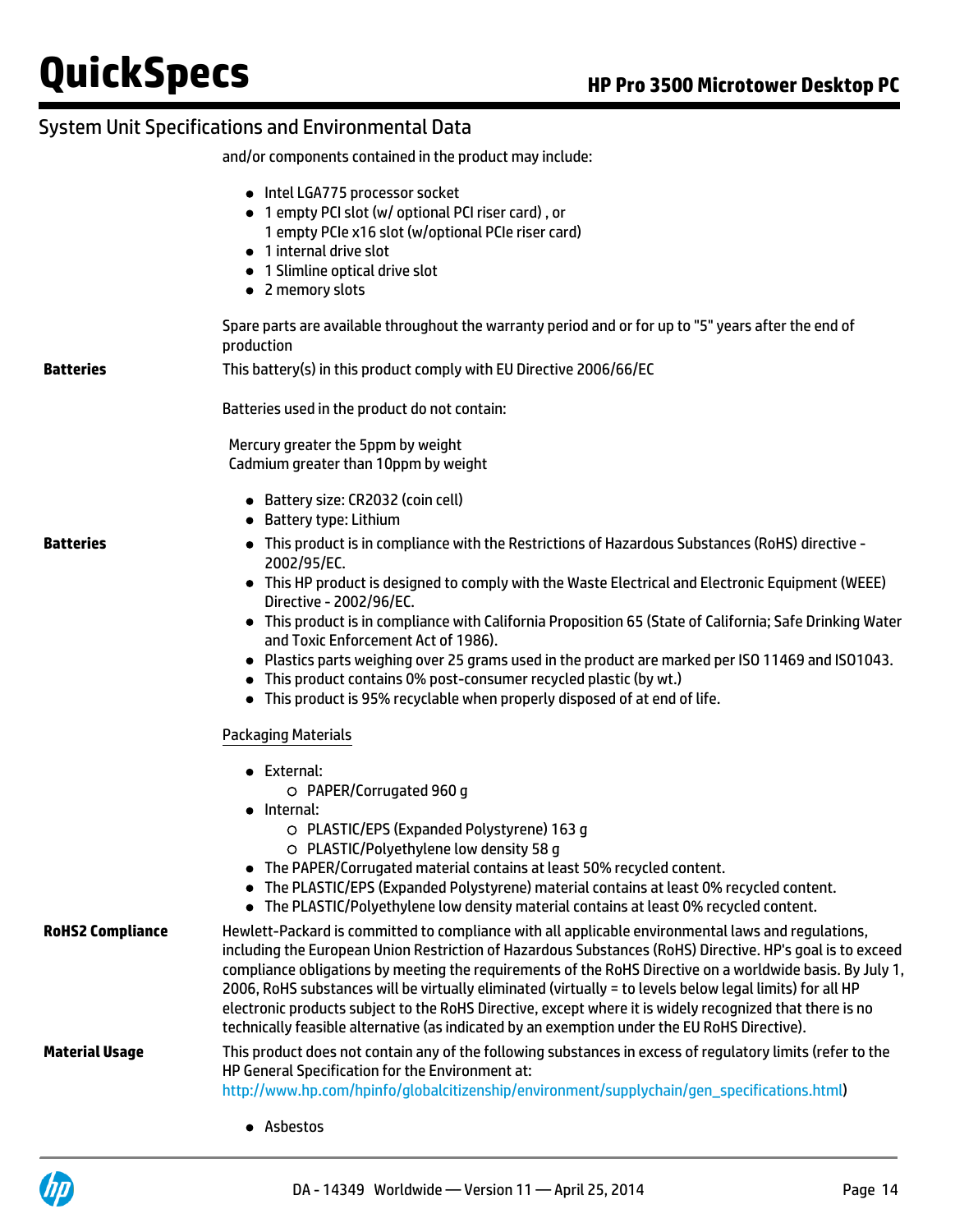## System Unit Specifications and Environmental Data

and/or components contained in the product may include:

- Intel LGA775 processor socket
- 1 empty PCI slot (w/ optional PCI riser card) , or
  1 empty PCIe x16 slot (w/optional PCIe riser card)
- 1 internal drive slot
- 1 Slimline optical drive slot
- 2 memory slots

Spare parts are available throughout the warranty period and or for up to "5" years after the end of production

**Batteries**

This battery(s) in this product comply with EU Directive 2006/66/EC

Batteries used in the product do not contain:

Mercury greater the 5ppm by weight
Cadmium greater than 10ppm by weight

- Battery size: CR2032 (coin cell)
- Battery type: Lithium

**Batteries**

- This product is in compliance with the Restrictions of Hazardous Substances (RoHS) directive - 2002/95/EC.
- This HP product is designed to comply with the Waste Electrical and Electronic Equipment (WEEE) Directive - 2002/96/EC.
- This product is in compliance with California Proposition 65 (State of California; Safe Drinking Water and Toxic Enforcement Act of 1986).
- Plastics parts weighing over 25 grams used in the product are marked per ISO 11469 and ISO1043.
- This product contains 0% post-consumer recycled plastic (by wt.)
- This product is 95% recyclable when properly disposed of at end of life.

Packaging Materials

- External:
  - PAPER/Corrugated 960 g
- Internal:
  - PLASTIC/EPS (Expanded Polystyrene) 163 g
  - PLASTIC/Polyethylene low density 58 g
- The PAPER/Corrugated material contains at least 50% recycled content.
- The PLASTIC/EPS (Expanded Polystyrene) material contains at least 0% recycled content.
- The PLASTIC/Polyethylene low density material contains at least 0% recycled content.

**RoHS2 Compliance**

Hewlett-Packard is committed to compliance with all applicable environmental laws and regulations, including the European Union Restriction of Hazardous Substances (RoHS) Directive. HP's goal is to exceed compliance obligations by meeting the requirements of the RoHS Directive on a worldwide basis. By July 1, 2006, RoHS substances will be virtually eliminated (virtually = to levels below legal limits) for all HP electronic products subject to the RoHS Directive, except where it is widely recognized that there is no technically feasible alternative (as indicated by an exemption under the EU RoHS Directive).

**Material Usage**

This product does not contain any of the following substances in excess of regulatory limits (refer to the HP General Specification for the Environment at: http://www.hp.com/hpinfo/globalcitizenship/environment/supplychain/gen_specifications.html)

- Asbestos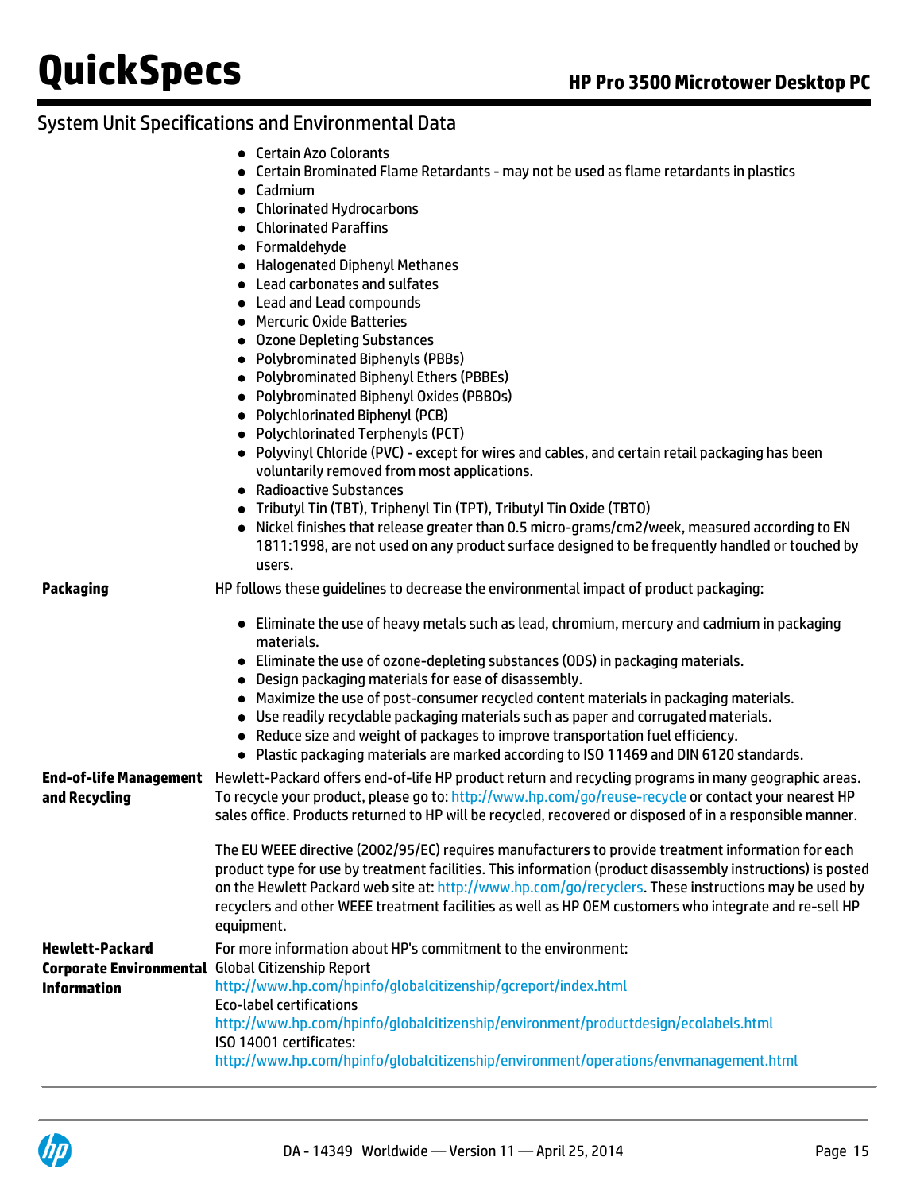## System Unit Specifications and Environmental Data

- Certain Azo Colorants
- Certain Brominated Flame Retardants - may not be used as flame retardants in plastics
- Cadmium
- Chlorinated Hydrocarbons
- Chlorinated Paraffins
- Formaldehyde
- Halogenated Diphenyl Methanes
- Lead carbonates and sulfates
- Lead and Lead compounds
- Mercuric Oxide Batteries
- Ozone Depleting Substances
- Polybrominated Biphenyls (PBBs)
- Polybrominated Biphenyl Ethers (PBBEs)
- Polybrominated Biphenyl Oxides (PBBOs)
- Polychlorinated Biphenyl (PCB)
- Polychlorinated Terphenyls (PCT)
- Polyvinyl Chloride (PVC) - except for wires and cables, and certain retail packaging has been voluntarily removed from most applications.
- Radioactive Substances
- Tributyl Tin (TBT), Triphenyl Tin (TPT), Tributyl Tin Oxide (TBTO)
- Nickel finishes that release greater than 0.5 micro-grams/cm2/week, measured according to EN 1811:1998, are not used on any product surface designed to be frequently handled or touched by users.

**Packaging**

HP follows these guidelines to decrease the environmental impact of product packaging:

- Eliminate the use of heavy metals such as lead, chromium, mercury and cadmium in packaging materials.
- Eliminate the use of ozone-depleting substances (ODS) in packaging materials.
- Design packaging materials for ease of disassembly.
- Maximize the use of post-consumer recycled content materials in packaging materials.
- Use readily recyclable packaging materials such as paper and corrugated materials.
- Reduce size and weight of packages to improve transportation fuel efficiency.
- Plastic packaging materials are marked according to ISO 11469 and DIN 6120 standards.

**End-of-life Management and Recycling**

Hewlett-Packard offers end-of-life HP product return and recycling programs in many geographic areas. To recycle your product, please go to: http://www.hp.com/go/reuse-recycle or contact your nearest HP sales office. Products returned to HP will be recycled, recovered or disposed of in a responsible manner.

The EU WEEE directive (2002/95/EC) requires manufacturers to provide treatment information for each product type for use by treatment facilities. This information (product disassembly instructions) is posted on the Hewlett Packard web site at: http://www.hp.com/go/recyclers. These instructions may be used by recyclers and other WEEE treatment facilities as well as HP OEM customers who integrate and re-sell HP equipment.

**Hewlett-Packard Corporate Environmental Information**

For more information about HP's commitment to the environment:
Global Citizenship Report
http://www.hp.com/hpinfo/globalcitizenship/gcreport/index.html
Eco-label certifications
http://www.hp.com/hpinfo/globalcitizenship/environment/productdesign/ecolabels.html
ISO 14001 certificates:
http://www.hp.com/hpinfo/globalcitizenship/environment/operations/envmanagement.html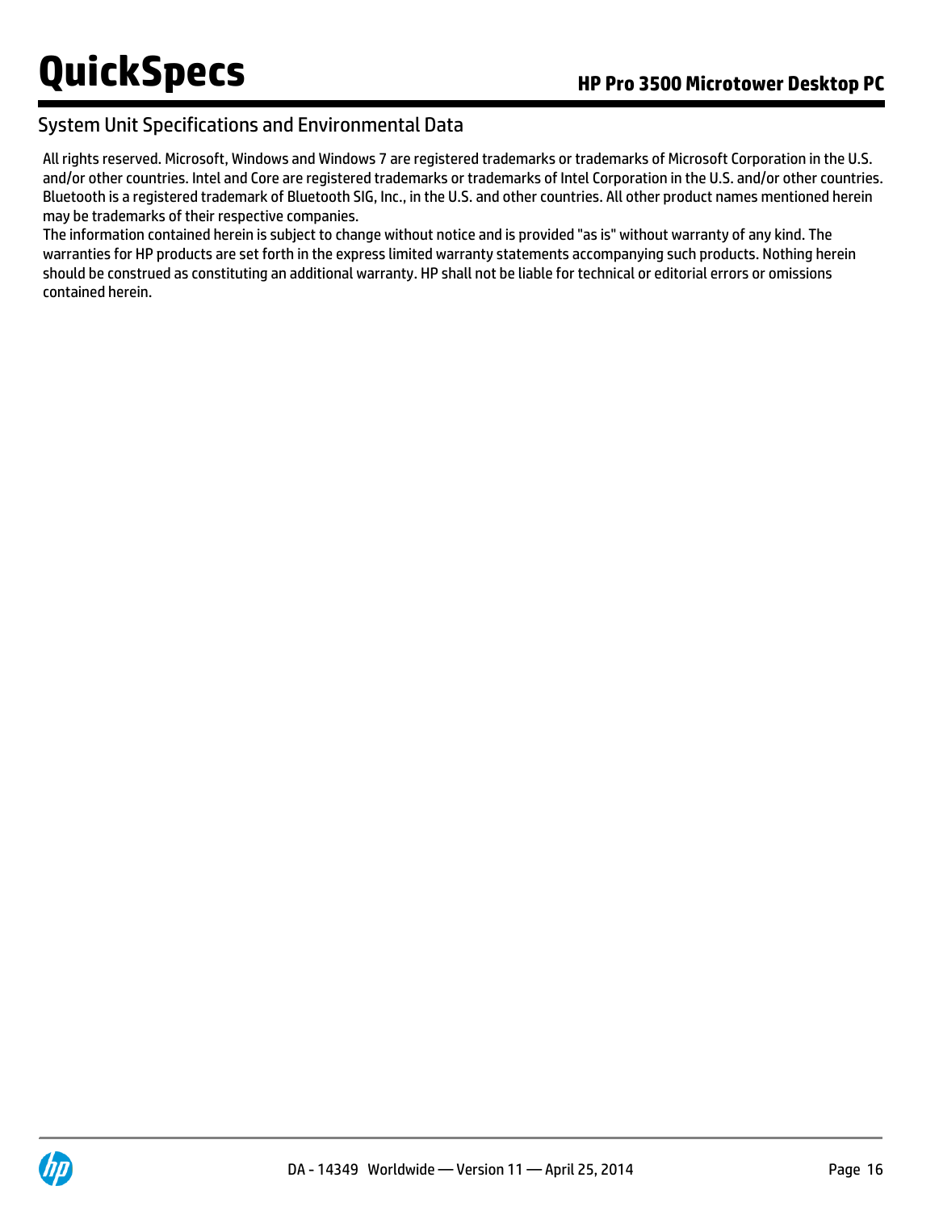## System Unit Specifications and Environmental Data

All rights reserved. Microsoft, Windows and Windows 7 are registered trademarks or trademarks of Microsoft Corporation in the U.S. and/or other countries. Intel and Core are registered trademarks or trademarks of Intel Corporation in the U.S. and/or other countries. Bluetooth is a registered trademark of Bluetooth SIG, Inc., in the U.S. and other countries. All other product names mentioned herein may be trademarks of their respective companies.

The information contained herein is subject to change without notice and is provided "as is" without warranty of any kind. The warranties for HP products are set forth in the express limited warranty statements accompanying such products. Nothing herein should be construed as constituting an additional warranty. HP shall not be liable for technical or editorial errors or omissions contained herein.